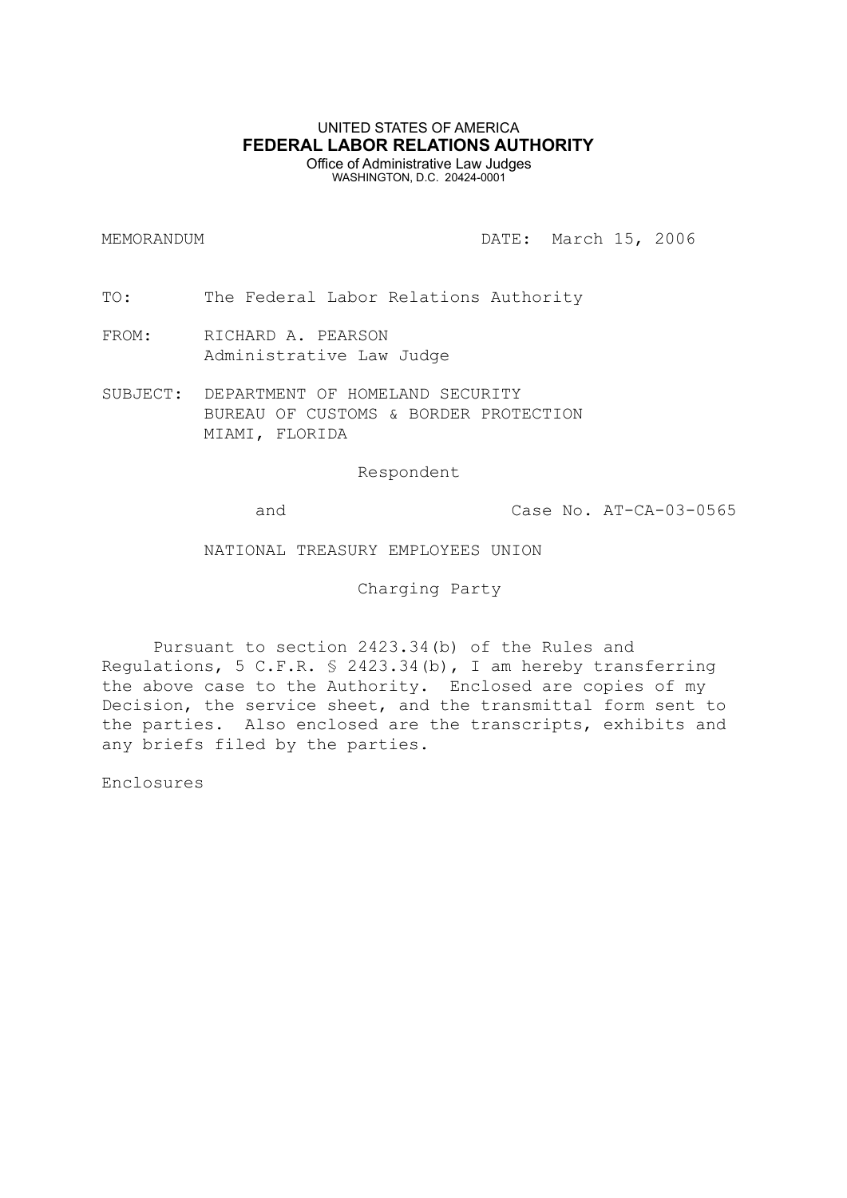UNITED STATES OF AMERICA

**FEDERAL LABOR RELATIONS AUTHORITY**

Office of Administrative Law Judges

WASHINGTON, D.C. 20424-0001

MEMORANDUM DATE: March 15, 2006

TO: The Federal Labor Relations Authority

FROM: RICHARD A. PEARSON
Administrative Law Judge

SUBJECT: DEPARTMENT OF HOMELAND SECURITY
BUREAU OF CUSTOMS & BORDER PROTECTION
MIAMI, FLORIDA

Respondent

and Case No. AT-CA-03-0565

NATIONAL TREASURY EMPLOYEES UNION

Charging Party

Pursuant to section 2423.34(b) of the Rules and Regulations, 5 C.F.R. § 2423.34(b), I am hereby transferring the above case to the Authority. Enclosed are copies of my Decision, the service sheet, and the transmittal form sent to the parties. Also enclosed are the transcripts, exhibits and any briefs filed by the parties.

Enclosures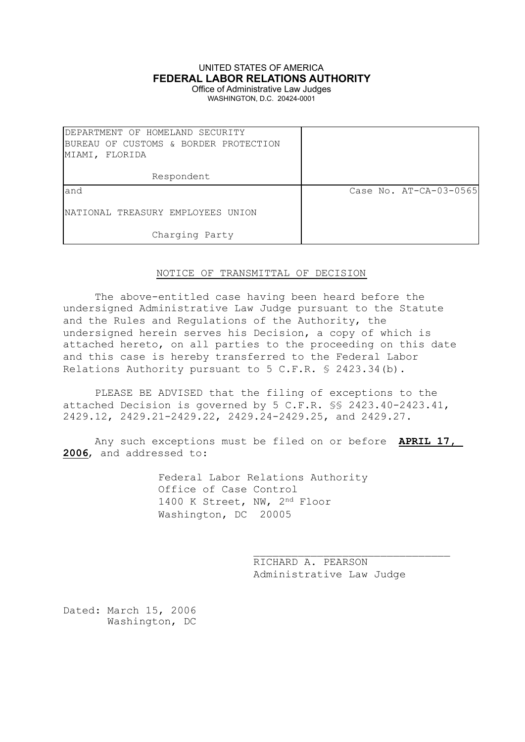UNITED STATES OF AMERICA

**FEDERAL LABOR RELATIONS AUTHORITY**

Office of Administrative Law Judges

WASHINGTON, D.C. 20424-0001

| | |
|---|---|
| DEPARTMENT OF HOMELAND SECURITY<br>BUREAU OF CUSTOMS & BORDER PROTECTION<br>MIAMI, FLORIDA<br><br>Respondent | |
| and<br><br>NATIONAL TREASURY EMPLOYEES UNION<br><br>Charging Party | Case No. AT-CA-03-0565 |

NOTICE OF TRANSMITTAL OF DECISION

The above-entitled case having been heard before the undersigned Administrative Law Judge pursuant to the Statute and the Rules and Regulations of the Authority, the undersigned herein serves his Decision, a copy of which is attached hereto, on all parties to the proceeding on this date and this case is hereby transferred to the Federal Labor Relations Authority pursuant to 5 C.F.R. § 2423.34(b).

PLEASE BE ADVISED that the filing of exceptions to the attached Decision is governed by 5 C.F.R. §§ 2423.40-2423.41, 2429.12, 2429.21-2429.22, 2429.24-2429.25, and 2429.27.

Any such exceptions must be filed on or before **APRIL 17, 2006**, and addressed to:

Federal Labor Relations Authority
Office of Case Control
1400 K Street, NW, 2nd Floor
Washington, DC 20005

RICHARD A. PEARSON
Administrative Law Judge

Dated: March 15, 2006
Washington, DC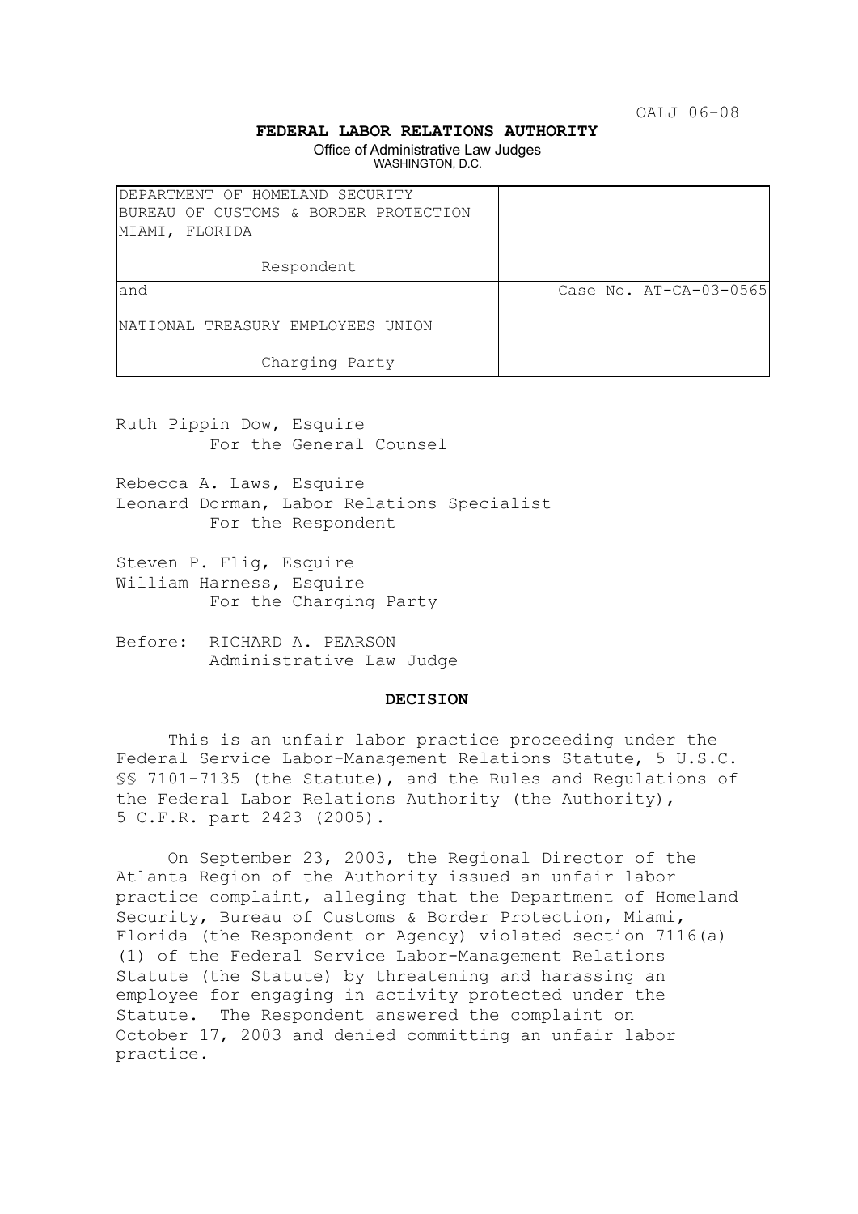OALJ 06-08

**FEDERAL LABOR RELATIONS AUTHORITY**

Office of Administrative Law Judges
WASHINGTON, D.C.

| | |
|---|---|
| DEPARTMENT OF HOMELAND SECURITY<br>BUREAU OF CUSTOMS & BORDER PROTECTION<br>MIAMI, FLORIDA<br><br>Respondent | |
| and<br><br>NATIONAL TREASURY EMPLOYEES UNION<br><br>Charging Party | Case No. AT-CA-03-0565 |

Ruth Pippin Dow, Esquire
For the General Counsel

Rebecca A. Laws, Esquire
Leonard Dorman, Labor Relations Specialist
For the Respondent

Steven P. Flig, Esquire
William Harness, Esquire
For the Charging Party

Before: RICHARD A. PEARSON
Administrative Law Judge

**DECISION**

This is an unfair labor practice proceeding under the Federal Service Labor-Management Relations Statute, 5 U.S.C. §§ 7101-7135 (the Statute), and the Rules and Regulations of the Federal Labor Relations Authority (the Authority), 5 C.F.R. part 2423 (2005).

On September 23, 2003, the Regional Director of the Atlanta Region of the Authority issued an unfair labor practice complaint, alleging that the Department of Homeland Security, Bureau of Customs & Border Protection, Miami, Florida (the Respondent or Agency) violated section 7116(a)(1) of the Federal Service Labor-Management Relations Statute (the Statute) by threatening and harassing an employee for engaging in activity protected under the Statute. The Respondent answered the complaint on October 17, 2003 and denied committing an unfair labor practice.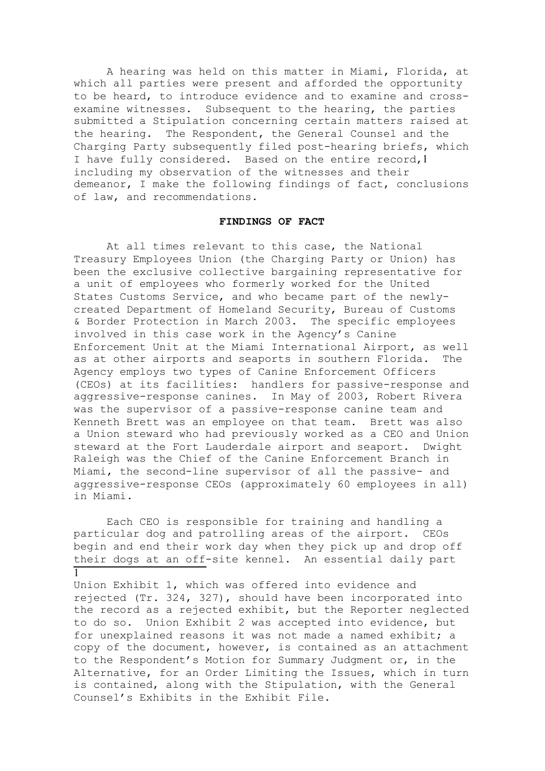A hearing was held on this matter in Miami, Florida, at which all parties were present and afforded the opportunity to be heard, to introduce evidence and to examine and cross-examine witnesses. Subsequent to the hearing, the parties submitted a Stipulation concerning certain matters raised at the hearing. The Respondent, the General Counsel and the Charging Party subsequently filed post-hearing briefs, which I have fully considered. Based on the entire record,[1] including my observation of the witnesses and their demeanor, I make the following findings of fact, conclusions of law, and recommendations.

**FINDINGS OF FACT**

At all times relevant to this case, the National Treasury Employees Union (the Charging Party or Union) has been the exclusive collective bargaining representative for a unit of employees who formerly worked for the United States Customs Service, and who became part of the newly-created Department of Homeland Security, Bureau of Customs & Border Protection in March 2003. The specific employees involved in this case work in the Agency's Canine Enforcement Unit at the Miami International Airport, as well as at other airports and seaports in southern Florida. The Agency employs two types of Canine Enforcement Officers (CEOs) at its facilities: handlers for passive-response and aggressive-response canines. In May of 2003, Robert Rivera was the supervisor of a passive-response canine team and Kenneth Brett was an employee on that team. Brett was also a Union steward who had previously worked as a CEO and Union steward at the Fort Lauderdale airport and seaport. Dwight Raleigh was the Chief of the Canine Enforcement Branch in Miami, the second-line supervisor of all the passive- and aggressive-response CEOs (approximately 60 employees in all) in Miami.

Each CEO is responsible for training and handling a particular dog and patrolling areas of the airport. CEOs begin and end their work day when they pick up and drop off their dogs at an off-site kennel. An essential daily part

[1] Union Exhibit 1, which was offered into evidence and rejected (Tr. 324, 327), should have been incorporated into the record as a rejected exhibit, but the Reporter neglected to do so. Union Exhibit 2 was accepted into evidence, but for unexplained reasons it was not made a named exhibit; a copy of the document, however, is contained as an attachment to the Respondent's Motion for Summary Judgment or, in the Alternative, for an Order Limiting the Issues, which in turn is contained, along with the Stipulation, with the General Counsel's Exhibits in the Exhibit File.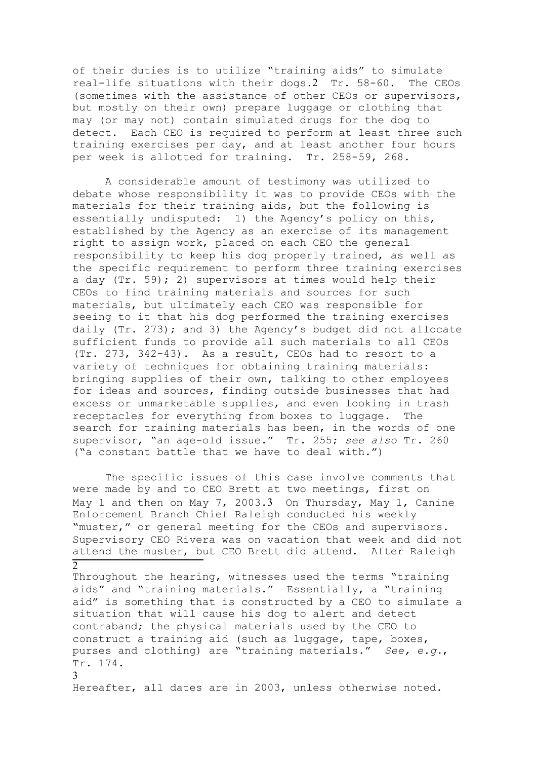of their duties is to utilize "training aids" to simulate real-life situations with their dogs.[2] Tr. 58-60. The CEOs (sometimes with the assistance of other CEOs or supervisors, but mostly on their own) prepare luggage or clothing that may (or may not) contain simulated drugs for the dog to detect. Each CEO is required to perform at least three such training exercises per day, and at least another four hours per week is allotted for training. Tr. 258-59, 268.

A considerable amount of testimony was utilized to debate whose responsibility it was to provide CEOs with the materials for their training aids, but the following is essentially undisputed: 1) the Agency's policy on this, established by the Agency as an exercise of its management right to assign work, placed on each CEO the general responsibility to keep his dog properly trained, as well as the specific requirement to perform three training exercises a day (Tr. 59); 2) supervisors at times would help their CEOs to find training materials and sources for such materials, but ultimately each CEO was responsible for seeing to it that his dog performed the training exercises daily (Tr. 273); and 3) the Agency's budget did not allocate sufficient funds to provide all such materials to all CEOs (Tr. 273, 342-43). As a result, CEOs had to resort to a variety of techniques for obtaining training materials: bringing supplies of their own, talking to other employees for ideas and sources, finding outside businesses that had excess or unmarketable supplies, and even looking in trash receptacles for everything from boxes to luggage. The search for training materials has been, in the words of one supervisor, "an age-old issue." Tr. 255; *see also* Tr. 260 ("a constant battle that we have to deal with.")

The specific issues of this case involve comments that were made by and to CEO Brett at two meetings, first on May 1 and then on May 7, 2003.[3] On Thursday, May 1, Canine Enforcement Branch Chief Raleigh conducted his weekly "muster," or general meeting for the CEOs and supervisors. Supervisory CEO Rivera was on vacation that week and did not attend the muster, but CEO Brett did attend. After Raleigh

---

[2] Throughout the hearing, witnesses used the terms "training aids" and "training materials." Essentially, a "training aid" is something that is constructed by a CEO to simulate a situation that will cause his dog to alert and detect contraband; the physical materials used by the CEO to construct a training aid (such as luggage, tape, boxes, purses and clothing) are "training materials." *See, e.g.*, Tr. 174.

[3] Hereafter, all dates are in 2003, unless otherwise noted.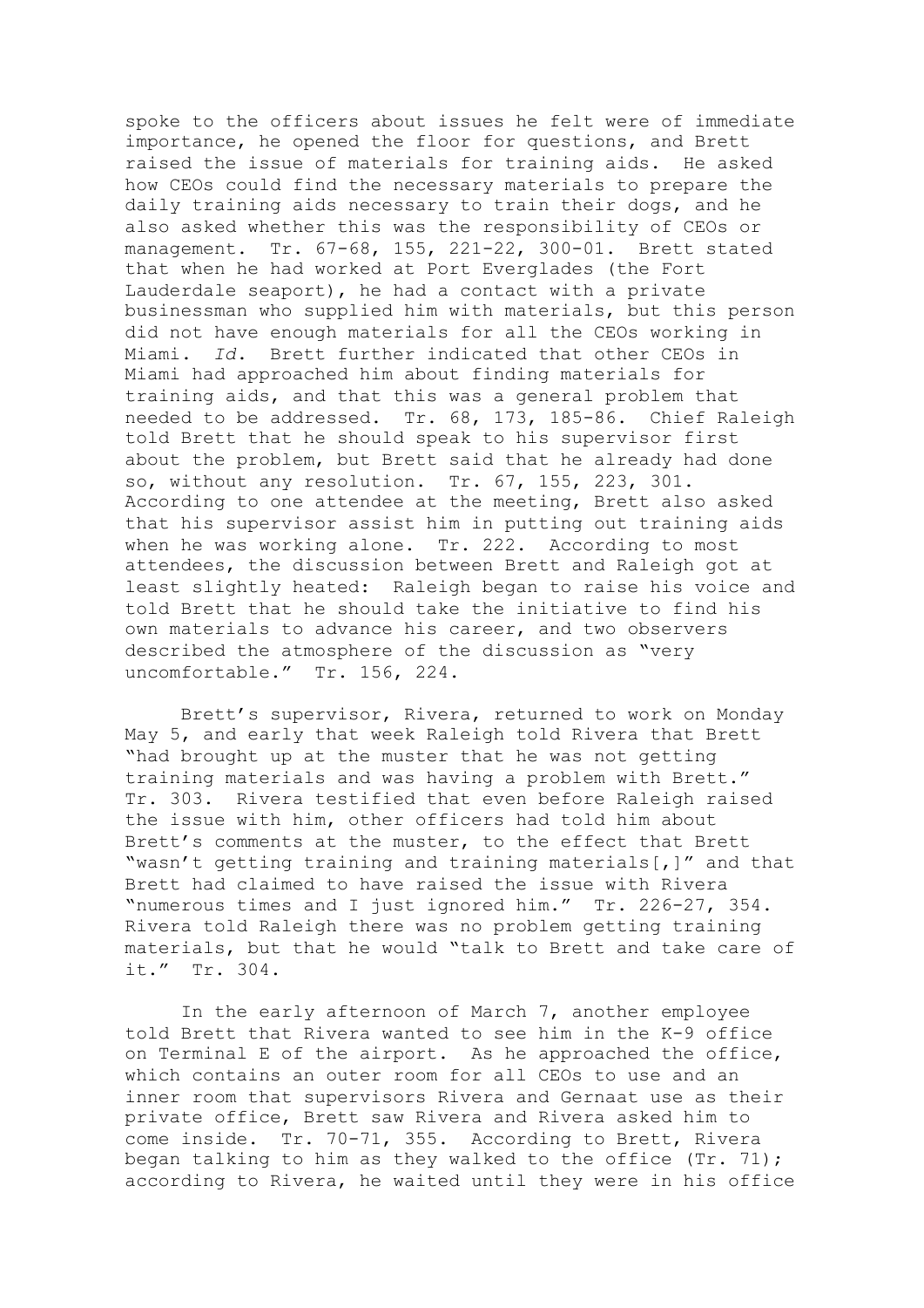spoke to the officers about issues he felt were of immediate importance, he opened the floor for questions, and Brett raised the issue of materials for training aids. He asked how CEOs could find the necessary materials to prepare the daily training aids necessary to train their dogs, and he also asked whether this was the responsibility of CEOs or management. Tr. 67-68, 155, 221-22, 300-01. Brett stated that when he had worked at Port Everglades (the Fort Lauderdale seaport), he had a contact with a private businessman who supplied him with materials, but this person did not have enough materials for all the CEOs working in Miami. *Id.* Brett further indicated that other CEOs in Miami had approached him about finding materials for training aids, and that this was a general problem that needed to be addressed. Tr. 68, 173, 185-86. Chief Raleigh told Brett that he should speak to his supervisor first about the problem, but Brett said that he already had done so, without any resolution. Tr. 67, 155, 223, 301. According to one attendee at the meeting, Brett also asked that his supervisor assist him in putting out training aids when he was working alone. Tr. 222. According to most attendees, the discussion between Brett and Raleigh got at least slightly heated: Raleigh began to raise his voice and told Brett that he should take the initiative to find his own materials to advance his career, and two observers described the atmosphere of the discussion as "very uncomfortable." Tr. 156, 224.

Brett's supervisor, Rivera, returned to work on Monday May 5, and early that week Raleigh told Rivera that Brett "had brought up at the muster that he was not getting training materials and was having a problem with Brett." Tr. 303. Rivera testified that even before Raleigh raised the issue with him, other officers had told him about Brett's comments at the muster, to the effect that Brett "wasn't getting training and training materials[,]" and that Brett had claimed to have raised the issue with Rivera "numerous times and I just ignored him." Tr. 226-27, 354. Rivera told Raleigh there was no problem getting training materials, but that he would "talk to Brett and take care of it." Tr. 304.

In the early afternoon of March 7, another employee told Brett that Rivera wanted to see him in the K-9 office on Terminal E of the airport. As he approached the office, which contains an outer room for all CEOs to use and an inner room that supervisors Rivera and Gernaat use as their private office, Brett saw Rivera and Rivera asked him to come inside. Tr. 70-71, 355. According to Brett, Rivera began talking to him as they walked to the office (Tr. 71); according to Rivera, he waited until they were in his office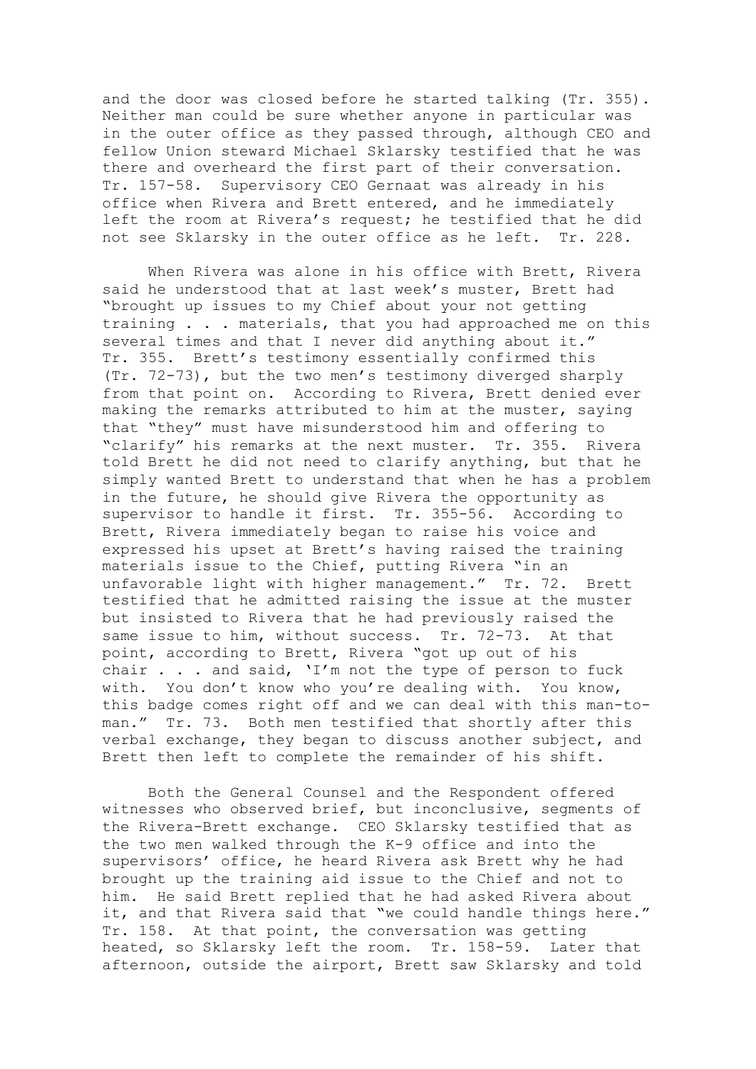and the door was closed before he started talking (Tr. 355). Neither man could be sure whether anyone in particular was in the outer office as they passed through, although CEO and fellow Union steward Michael Sklarsky testified that he was there and overheard the first part of their conversation. Tr. 157-58. Supervisory CEO Gernaat was already in his office when Rivera and Brett entered, and he immediately left the room at Rivera's request; he testified that he did not see Sklarsky in the outer office as he left. Tr. 228.

When Rivera was alone in his office with Brett, Rivera said he understood that at last week's muster, Brett had "brought up issues to my Chief about your not getting training . . . materials, that you had approached me on this several times and that I never did anything about it." Tr. 355. Brett's testimony essentially confirmed this (Tr. 72-73), but the two men's testimony diverged sharply from that point on. According to Rivera, Brett denied ever making the remarks attributed to him at the muster, saying that "they" must have misunderstood him and offering to "clarify" his remarks at the next muster. Tr. 355. Rivera told Brett he did not need to clarify anything, but that he simply wanted Brett to understand that when he has a problem in the future, he should give Rivera the opportunity as supervisor to handle it first. Tr. 355-56. According to Brett, Rivera immediately began to raise his voice and expressed his upset at Brett's having raised the training materials issue to the Chief, putting Rivera "in an unfavorable light with higher management." Tr. 72. Brett testified that he admitted raising the issue at the muster but insisted to Rivera that he had previously raised the same issue to him, without success. Tr. 72-73. At that point, according to Brett, Rivera "got up out of his chair . . . and said, 'I'm not the type of person to fuck with. You don't know who you're dealing with. You know, this badge comes right off and we can deal with this man-to-man." Tr. 73. Both men testified that shortly after this verbal exchange, they began to discuss another subject, and Brett then left to complete the remainder of his shift.

Both the General Counsel and the Respondent offered witnesses who observed brief, but inconclusive, segments of the Rivera-Brett exchange. CEO Sklarsky testified that as the two men walked through the K-9 office and into the supervisors' office, he heard Rivera ask Brett why he had brought up the training aid issue to the Chief and not to him. He said Brett replied that he had asked Rivera about it, and that Rivera said that "we could handle things here." Tr. 158. At that point, the conversation was getting heated, so Sklarsky left the room. Tr. 158-59. Later that afternoon, outside the airport, Brett saw Sklarsky and told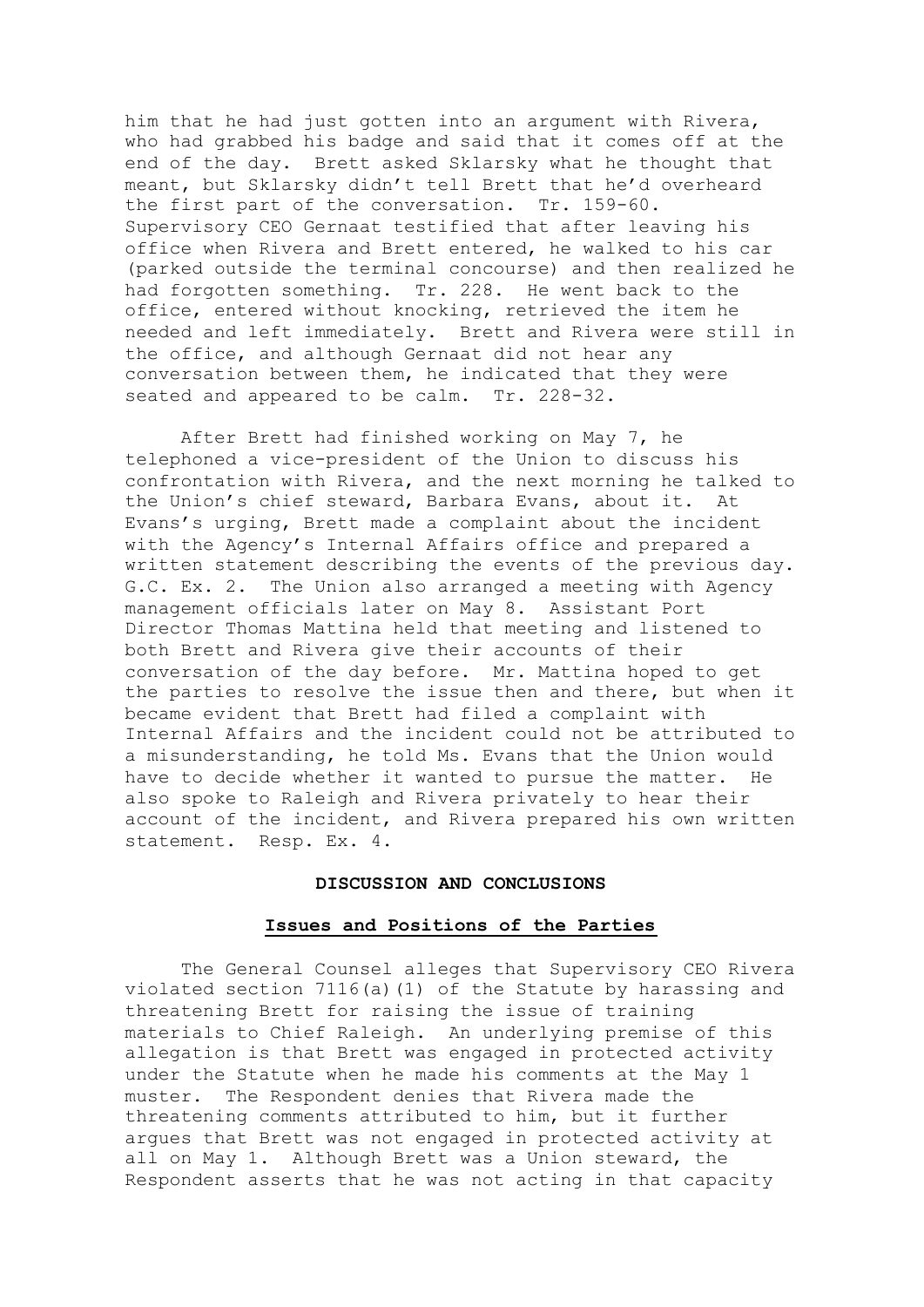him that he had just gotten into an argument with Rivera, who had grabbed his badge and said that it comes off at the end of the day. Brett asked Sklarsky what he thought that meant, but Sklarsky didn't tell Brett that he'd overheard the first part of the conversation. Tr. 159-60. Supervisory CEO Gernaat testified that after leaving his office when Rivera and Brett entered, he walked to his car (parked outside the terminal concourse) and then realized he had forgotten something. Tr. 228. He went back to the office, entered without knocking, retrieved the item he needed and left immediately. Brett and Rivera were still in the office, and although Gernaat did not hear any conversation between them, he indicated that they were seated and appeared to be calm. Tr. 228-32.

After Brett had finished working on May 7, he telephoned a vice-president of the Union to discuss his confrontation with Rivera, and the next morning he talked to the Union's chief steward, Barbara Evans, about it. At Evans's urging, Brett made a complaint about the incident with the Agency's Internal Affairs office and prepared a written statement describing the events of the previous day. G.C. Ex. 2. The Union also arranged a meeting with Agency management officials later on May 8. Assistant Port Director Thomas Mattina held that meeting and listened to both Brett and Rivera give their accounts of their conversation of the day before. Mr. Mattina hoped to get the parties to resolve the issue then and there, but when it became evident that Brett had filed a complaint with Internal Affairs and the incident could not be attributed to a misunderstanding, he told Ms. Evans that the Union would have to decide whether it wanted to pursue the matter. He also spoke to Raleigh and Rivera privately to hear their account of the incident, and Rivera prepared his own written statement. Resp. Ex. 4.

## DISCUSSION AND CONCLUSIONS

### Issues and Positions of the Parties

The General Counsel alleges that Supervisory CEO Rivera violated section 7116(a)(1) of the Statute by harassing and threatening Brett for raising the issue of training materials to Chief Raleigh. An underlying premise of this allegation is that Brett was engaged in protected activity under the Statute when he made his comments at the May 1 muster. The Respondent denies that Rivera made the threatening comments attributed to him, but it further argues that Brett was not engaged in protected activity at all on May 1. Although Brett was a Union steward, the Respondent asserts that he was not acting in that capacity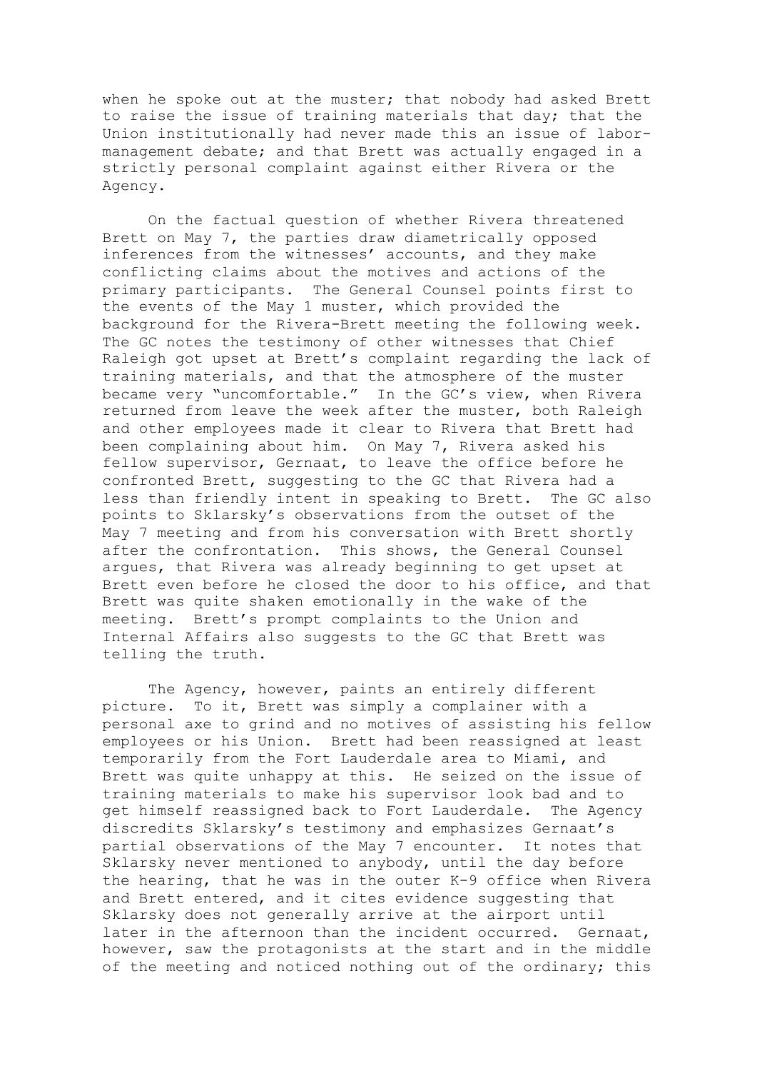when he spoke out at the muster; that nobody had asked Brett to raise the issue of training materials that day; that the Union institutionally had never made this an issue of labor-management debate; and that Brett was actually engaged in a strictly personal complaint against either Rivera or the Agency.

On the factual question of whether Rivera threatened Brett on May 7, the parties draw diametrically opposed inferences from the witnesses' accounts, and they make conflicting claims about the motives and actions of the primary participants. The General Counsel points first to the events of the May 1 muster, which provided the background for the Rivera-Brett meeting the following week. The GC notes the testimony of other witnesses that Chief Raleigh got upset at Brett's complaint regarding the lack of training materials, and that the atmosphere of the muster became very "uncomfortable." In the GC's view, when Rivera returned from leave the week after the muster, both Raleigh and other employees made it clear to Rivera that Brett had been complaining about him. On May 7, Rivera asked his fellow supervisor, Gernaat, to leave the office before he confronted Brett, suggesting to the GC that Rivera had a less than friendly intent in speaking to Brett. The GC also points to Sklarsky's observations from the outset of the May 7 meeting and from his conversation with Brett shortly after the confrontation. This shows, the General Counsel argues, that Rivera was already beginning to get upset at Brett even before he closed the door to his office, and that Brett was quite shaken emotionally in the wake of the meeting. Brett's prompt complaints to the Union and Internal Affairs also suggests to the GC that Brett was telling the truth.

The Agency, however, paints an entirely different picture. To it, Brett was simply a complainer with a personal axe to grind and no motives of assisting his fellow employees or his Union. Brett had been reassigned at least temporarily from the Fort Lauderdale area to Miami, and Brett was quite unhappy at this. He seized on the issue of training materials to make his supervisor look bad and to get himself reassigned back to Fort Lauderdale. The Agency discredits Sklarsky's testimony and emphasizes Gernaat's partial observations of the May 7 encounter. It notes that Sklarsky never mentioned to anybody, until the day before the hearing, that he was in the outer K-9 office when Rivera and Brett entered, and it cites evidence suggesting that Sklarsky does not generally arrive at the airport until later in the afternoon than the incident occurred. Gernaat, however, saw the protagonists at the start and in the middle of the meeting and noticed nothing out of the ordinary; this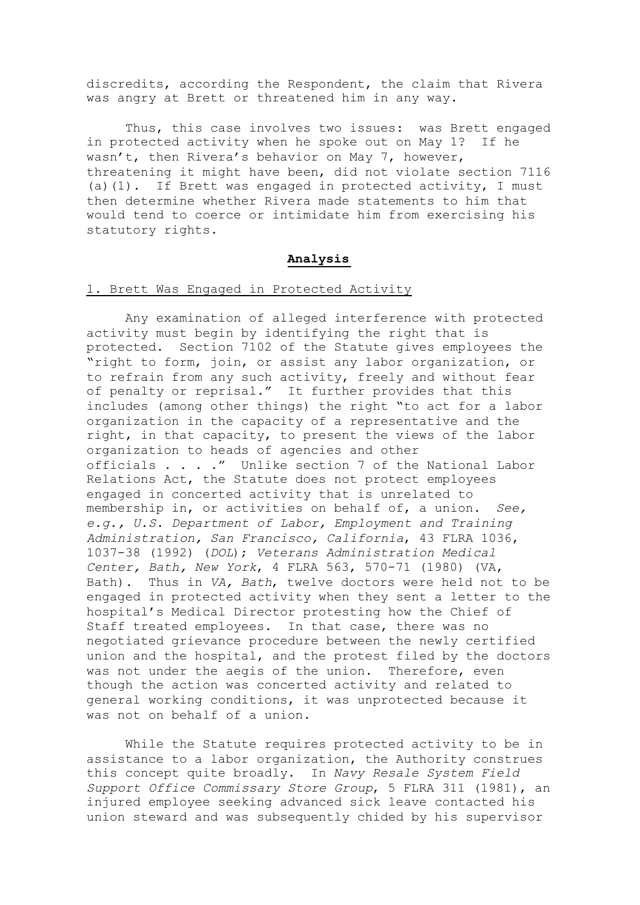discredits, according the Respondent, the claim that Rivera was angry at Brett or threatened him in any way.

Thus, this case involves two issues: was Brett engaged in protected activity when he spoke out on May 1? If he wasn't, then Rivera's behavior on May 7, however, threatening it might have been, did not violate section 7116 (a)(1). If Brett was engaged in protected activity, I must then determine whether Rivera made statements to him that would tend to coerce or intimidate him from exercising his statutory rights.

## Analysis

### 1. Brett Was Engaged in Protected Activity

Any examination of alleged interference with protected activity must begin by identifying the right that is protected. Section 7102 of the Statute gives employees the "right to form, join, or assist any labor organization, or to refrain from any such activity, freely and without fear of penalty or reprisal." It further provides that this includes (among other things) the right "to act for a labor organization in the capacity of a representative and the right, in that capacity, to present the views of the labor organization to heads of agencies and other officials . . . ." Unlike section 7 of the National Labor Relations Act, the Statute does not protect employees engaged in concerted activity that is unrelated to membership in, or activities on behalf of, a union. *See, e.g., U.S. Department of Labor, Employment and Training Administration, San Francisco, California*, 43 FLRA 1036, 1037-38 (1992) (*DOL*); *Veterans Administration Medical Center, Bath, New York*, 4 FLRA 563, 570-71 (1980) (VA, Bath). Thus in *VA, Bath*, twelve doctors were held not to be engaged in protected activity when they sent a letter to the hospital's Medical Director protesting how the Chief of Staff treated employees. In that case, there was no negotiated grievance procedure between the newly certified union and the hospital, and the protest filed by the doctors was not under the aegis of the union. Therefore, even though the action was concerted activity and related to general working conditions, it was unprotected because it was not on behalf of a union.

While the Statute requires protected activity to be in assistance to a labor organization, the Authority construes this concept quite broadly. In *Navy Resale System Field Support Office Commissary Store Group*, 5 FLRA 311 (1981), an injured employee seeking advanced sick leave contacted his union steward and was subsequently chided by his supervisor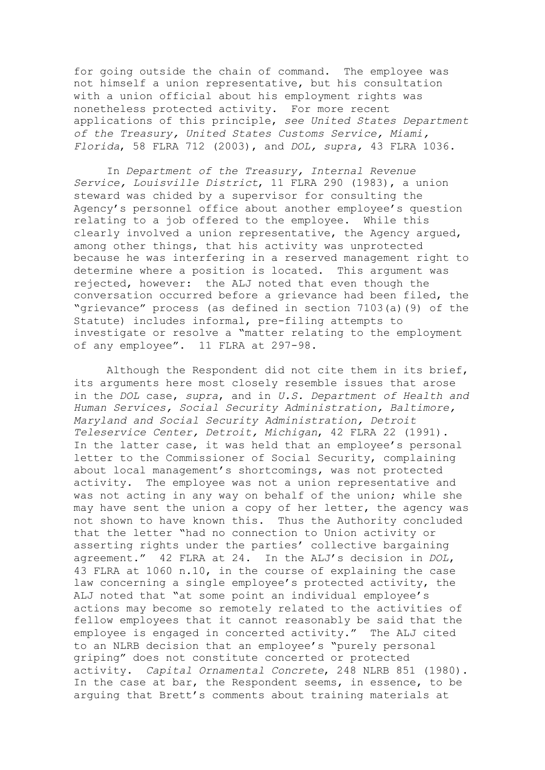for going outside the chain of command. The employee was not himself a union representative, but his consultation with a union official about his employment rights was nonetheless protected activity. For more recent applications of this principle, *see United States Department of the Treasury, United States Customs Service, Miami, Florida*, 58 FLRA 712 (2003), and *DOL, supra,* 43 FLRA 1036.

In *Department of the Treasury, Internal Revenue Service, Louisville District*, 11 FLRA 290 (1983), a union steward was chided by a supervisor for consulting the Agency's personnel office about another employee's question relating to a job offered to the employee. While this clearly involved a union representative, the Agency argued, among other things, that his activity was unprotected because he was interfering in a reserved management right to determine where a position is located. This argument was rejected, however: the ALJ noted that even though the conversation occurred before a grievance had been filed, the "grievance" process (as defined in section 7103(a)(9) of the Statute) includes informal, pre-filing attempts to investigate or resolve a "matter relating to the employment of any employee". 11 FLRA at 297-98.

Although the Respondent did not cite them in its brief, its arguments here most closely resemble issues that arose in the *DOL* case, *supra*, and in *U.S. Department of Health and Human Services, Social Security Administration, Baltimore, Maryland and Social Security Administration, Detroit Teleservice Center, Detroit, Michigan*, 42 FLRA 22 (1991). In the latter case, it was held that an employee's personal letter to the Commissioner of Social Security, complaining about local management's shortcomings, was not protected activity. The employee was not a union representative and was not acting in any way on behalf of the union; while she may have sent the union a copy of her letter, the agency was not shown to have known this. Thus the Authority concluded that the letter "had no connection to Union activity or asserting rights under the parties' collective bargaining agreement." 42 FLRA at 24. In the ALJ's decision in *DOL*, 43 FLRA at 1060 n.10, in the course of explaining the case law concerning a single employee's protected activity, the ALJ noted that "at some point an individual employee's actions may become so remotely related to the activities of fellow employees that it cannot reasonably be said that the employee is engaged in concerted activity." The ALJ cited to an NLRB decision that an employee's "purely personal griping" does not constitute concerted or protected activity. *Capital Ornamental Concrete*, 248 NLRB 851 (1980). In the case at bar, the Respondent seems, in essence, to be arguing that Brett's comments about training materials at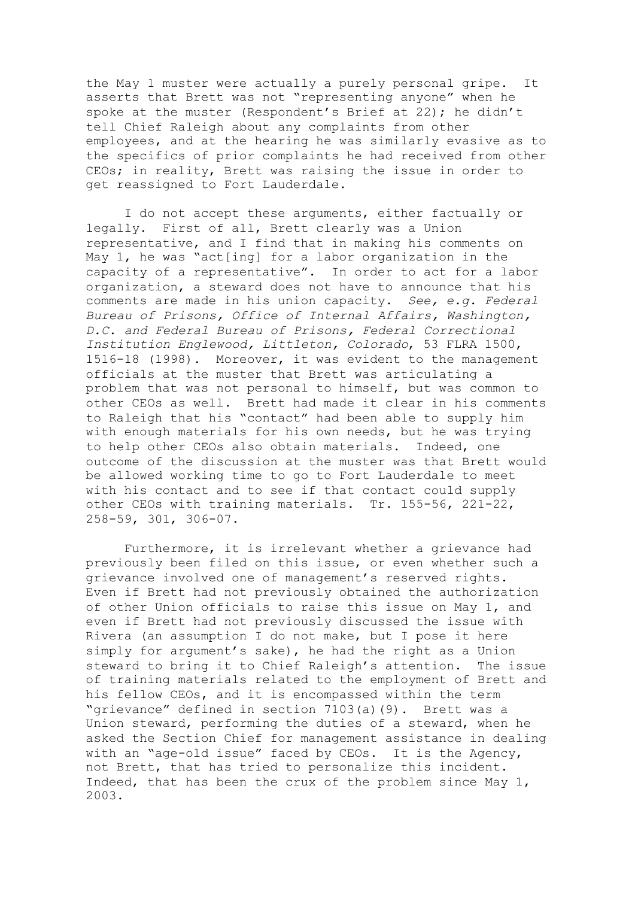the May 1 muster were actually a purely personal gripe. It asserts that Brett was not "representing anyone" when he spoke at the muster (Respondent's Brief at 22); he didn't tell Chief Raleigh about any complaints from other employees, and at the hearing he was similarly evasive as to the specifics of prior complaints he had received from other CEOs; in reality, Brett was raising the issue in order to get reassigned to Fort Lauderdale.

I do not accept these arguments, either factually or legally. First of all, Brett clearly was a Union representative, and I find that in making his comments on May 1, he was "act[ing] for a labor organization in the capacity of a representative". In order to act for a labor organization, a steward does not have to announce that his comments are made in his union capacity. *See, e.g. Federal Bureau of Prisons, Office of Internal Affairs, Washington, D.C. and Federal Bureau of Prisons, Federal Correctional Institution Englewood, Littleton, Colorado*, 53 FLRA 1500, 1516-18 (1998). Moreover, it was evident to the management officials at the muster that Brett was articulating a problem that was not personal to himself, but was common to other CEOs as well. Brett had made it clear in his comments to Raleigh that his "contact" had been able to supply him with enough materials for his own needs, but he was trying to help other CEOs also obtain materials. Indeed, one outcome of the discussion at the muster was that Brett would be allowed working time to go to Fort Lauderdale to meet with his contact and to see if that contact could supply other CEOs with training materials. Tr. 155-56, 221-22, 258-59, 301, 306-07.

Furthermore, it is irrelevant whether a grievance had previously been filed on this issue, or even whether such a grievance involved one of management's reserved rights. Even if Brett had not previously obtained the authorization of other Union officials to raise this issue on May 1, and even if Brett had not previously discussed the issue with Rivera (an assumption I do not make, but I pose it here simply for argument's sake), he had the right as a Union steward to bring it to Chief Raleigh's attention. The issue of training materials related to the employment of Brett and his fellow CEOs, and it is encompassed within the term "grievance" defined in section 7103(a)(9). Brett was a Union steward, performing the duties of a steward, when he asked the Section Chief for management assistance in dealing with an "age-old issue" faced by CEOs. It is the Agency, not Brett, that has tried to personalize this incident. Indeed, that has been the crux of the problem since May 1, 2003.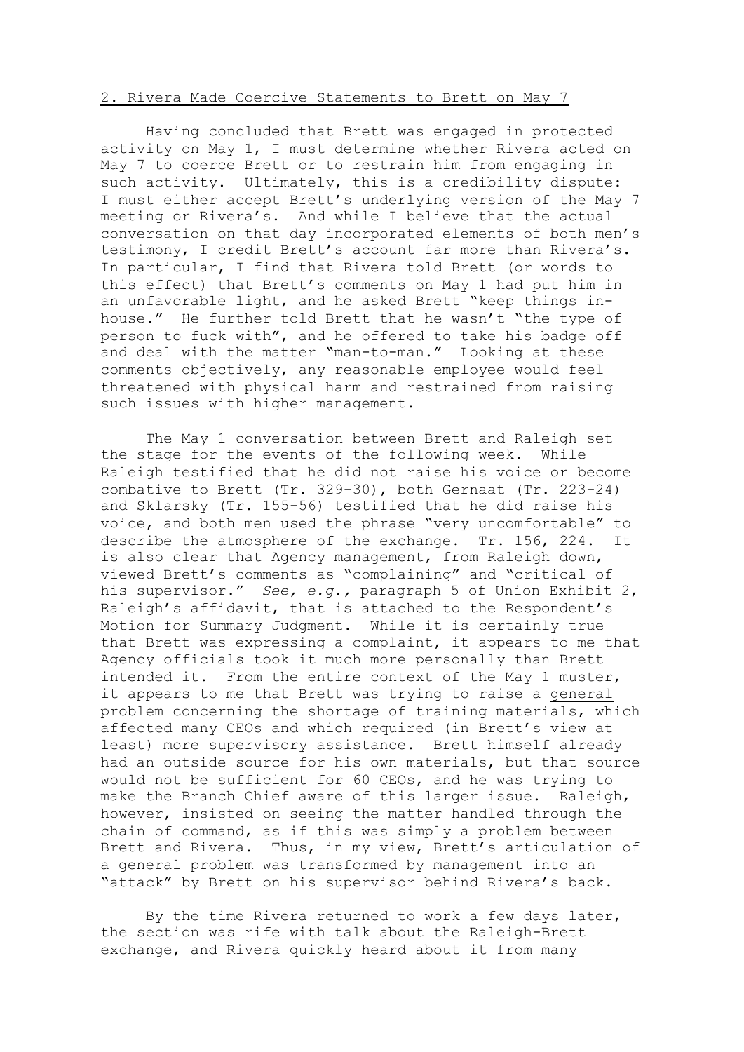2. Rivera Made Coercive Statements to Brett on May 7

Having concluded that Brett was engaged in protected activity on May 1, I must determine whether Rivera acted on May 7 to coerce Brett or to restrain him from engaging in such activity. Ultimately, this is a credibility dispute: I must either accept Brett's underlying version of the May 7 meeting or Rivera's. And while I believe that the actual conversation on that day incorporated elements of both men's testimony, I credit Brett's account far more than Rivera's. In particular, I find that Rivera told Brett (or words to this effect) that Brett's comments on May 1 had put him in an unfavorable light, and he asked Brett "keep things in-house." He further told Brett that he wasn't "the type of person to fuck with", and he offered to take his badge off and deal with the matter "man-to-man." Looking at these comments objectively, any reasonable employee would feel threatened with physical harm and restrained from raising such issues with higher management.

The May 1 conversation between Brett and Raleigh set the stage for the events of the following week. While Raleigh testified that he did not raise his voice or become combative to Brett (Tr. 329-30), both Gernaat (Tr. 223-24) and Sklarsky (Tr. 155-56) testified that he did raise his voice, and both men used the phrase "very uncomfortable" to describe the atmosphere of the exchange. Tr. 156, 224. It is also clear that Agency management, from Raleigh down, viewed Brett's comments as "complaining" and "critical of his supervisor." *See, e.g.,* paragraph 5 of Union Exhibit 2, Raleigh's affidavit, that is attached to the Respondent's Motion for Summary Judgment. While it is certainly true that Brett was expressing a complaint, it appears to me that Agency officials took it much more personally than Brett intended it. From the entire context of the May 1 muster, it appears to me that Brett was trying to raise a general problem concerning the shortage of training materials, which affected many CEOs and which required (in Brett's view at least) more supervisory assistance. Brett himself already had an outside source for his own materials, but that source would not be sufficient for 60 CEOs, and he was trying to make the Branch Chief aware of this larger issue. Raleigh, however, insisted on seeing the matter handled through the chain of command, as if this was simply a problem between Brett and Rivera. Thus, in my view, Brett's articulation of a general problem was transformed by management into an "attack" by Brett on his supervisor behind Rivera's back.

By the time Rivera returned to work a few days later, the section was rife with talk about the Raleigh-Brett exchange, and Rivera quickly heard about it from many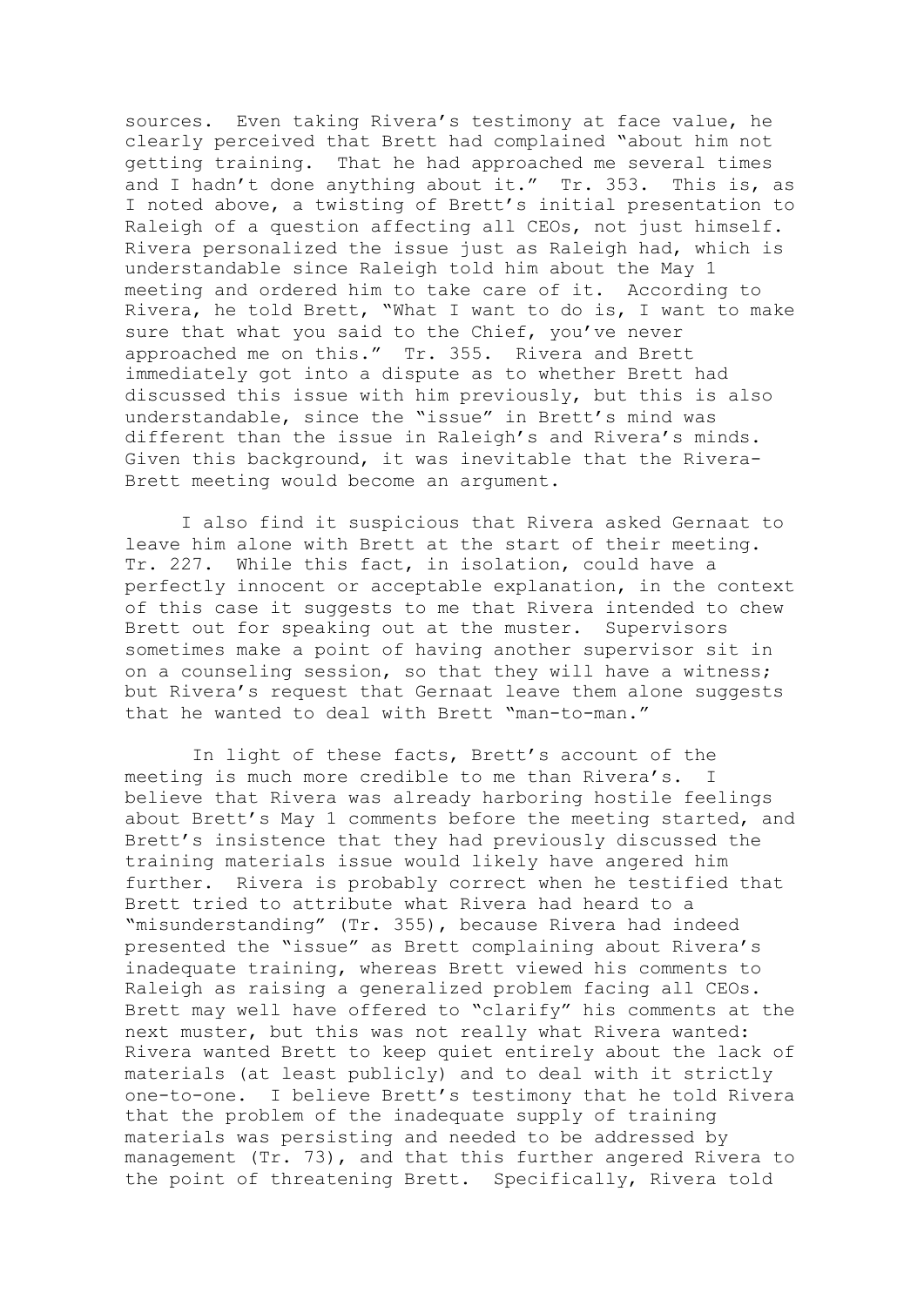sources. Even taking Rivera's testimony at face value, he clearly perceived that Brett had complained "about him not getting training. That he had approached me several times and I hadn't done anything about it." Tr. 353. This is, as I noted above, a twisting of Brett's initial presentation to Raleigh of a question affecting all CEOs, not just himself. Rivera personalized the issue just as Raleigh had, which is understandable since Raleigh told him about the May 1 meeting and ordered him to take care of it. According to Rivera, he told Brett, "What I want to do is, I want to make sure that what you said to the Chief, you've never approached me on this." Tr. 355. Rivera and Brett immediately got into a dispute as to whether Brett had discussed this issue with him previously, but this is also understandable, since the "issue" in Brett's mind was different than the issue in Raleigh's and Rivera's minds. Given this background, it was inevitable that the Rivera-Brett meeting would become an argument.

I also find it suspicious that Rivera asked Gernaat to leave him alone with Brett at the start of their meeting. Tr. 227. While this fact, in isolation, could have a perfectly innocent or acceptable explanation, in the context of this case it suggests to me that Rivera intended to chew Brett out for speaking out at the muster. Supervisors sometimes make a point of having another supervisor sit in on a counseling session, so that they will have a witness; but Rivera's request that Gernaat leave them alone suggests that he wanted to deal with Brett "man-to-man."

In light of these facts, Brett's account of the meeting is much more credible to me than Rivera's. I believe that Rivera was already harboring hostile feelings about Brett's May 1 comments before the meeting started, and Brett's insistence that they had previously discussed the training materials issue would likely have angered him further. Rivera is probably correct when he testified that Brett tried to attribute what Rivera had heard to a "misunderstanding" (Tr. 355), because Rivera had indeed presented the "issue" as Brett complaining about Rivera's inadequate training, whereas Brett viewed his comments to Raleigh as raising a generalized problem facing all CEOs. Brett may well have offered to "clarify" his comments at the next muster, but this was not really what Rivera wanted: Rivera wanted Brett to keep quiet entirely about the lack of materials (at least publicly) and to deal with it strictly one-to-one. I believe Brett's testimony that he told Rivera that the problem of the inadequate supply of training materials was persisting and needed to be addressed by management (Tr. 73), and that this further angered Rivera to the point of threatening Brett. Specifically, Rivera told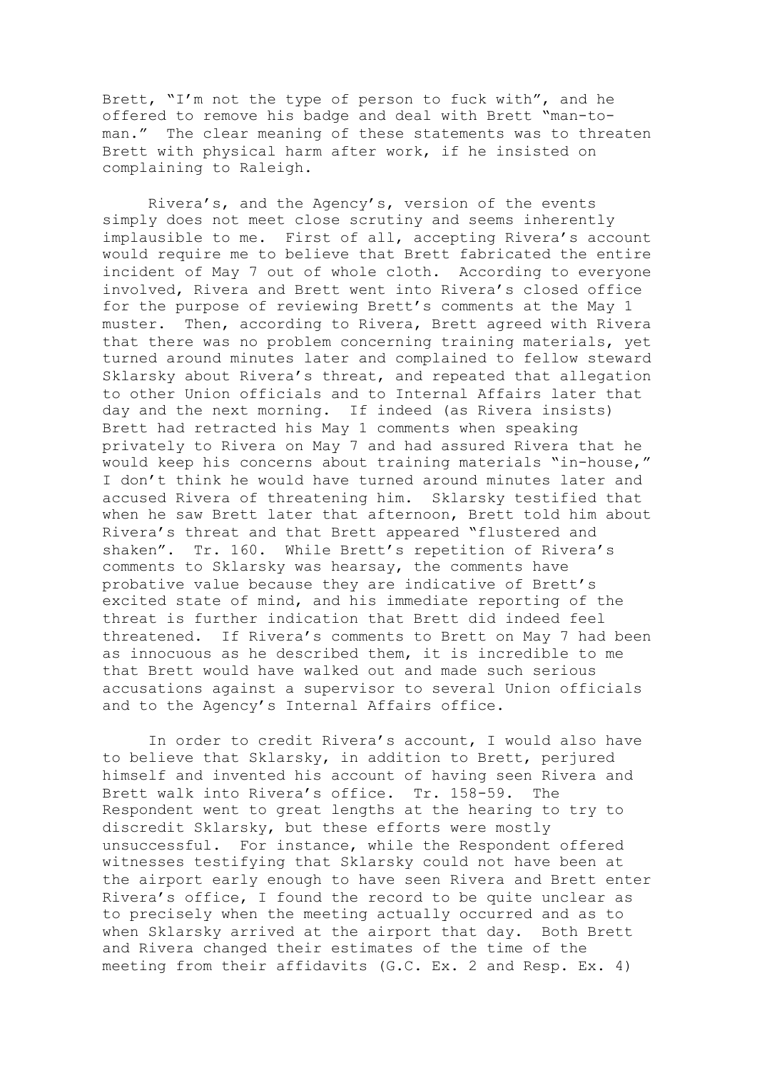Brett, "I'm not the type of person to fuck with", and he offered to remove his badge and deal with Brett "man-to-man." The clear meaning of these statements was to threaten Brett with physical harm after work, if he insisted on complaining to Raleigh.

Rivera's, and the Agency's, version of the events simply does not meet close scrutiny and seems inherently implausible to me. First of all, accepting Rivera's account would require me to believe that Brett fabricated the entire incident of May 7 out of whole cloth. According to everyone involved, Rivera and Brett went into Rivera's closed office for the purpose of reviewing Brett's comments at the May 1 muster. Then, according to Rivera, Brett agreed with Rivera that there was no problem concerning training materials, yet turned around minutes later and complained to fellow steward Sklarsky about Rivera's threat, and repeated that allegation to other Union officials and to Internal Affairs later that day and the next morning. If indeed (as Rivera insists) Brett had retracted his May 1 comments when speaking privately to Rivera on May 7 and had assured Rivera that he would keep his concerns about training materials "in-house," I don't think he would have turned around minutes later and accused Rivera of threatening him. Sklarsky testified that when he saw Brett later that afternoon, Brett told him about Rivera's threat and that Brett appeared "flustered and shaken". Tr. 160. While Brett's repetition of Rivera's comments to Sklarsky was hearsay, the comments have probative value because they are indicative of Brett's excited state of mind, and his immediate reporting of the threat is further indication that Brett did indeed feel threatened. If Rivera's comments to Brett on May 7 had been as innocuous as he described them, it is incredible to me that Brett would have walked out and made such serious accusations against a supervisor to several Union officials and to the Agency's Internal Affairs office.

In order to credit Rivera's account, I would also have to believe that Sklarsky, in addition to Brett, perjured himself and invented his account of having seen Rivera and Brett walk into Rivera's office. Tr. 158-59. The Respondent went to great lengths at the hearing to try to discredit Sklarsky, but these efforts were mostly unsuccessful. For instance, while the Respondent offered witnesses testifying that Sklarsky could not have been at the airport early enough to have seen Rivera and Brett enter Rivera's office, I found the record to be quite unclear as to precisely when the meeting actually occurred and as to when Sklarsky arrived at the airport that day. Both Brett and Rivera changed their estimates of the time of the meeting from their affidavits (G.C. Ex. 2 and Resp. Ex. 4)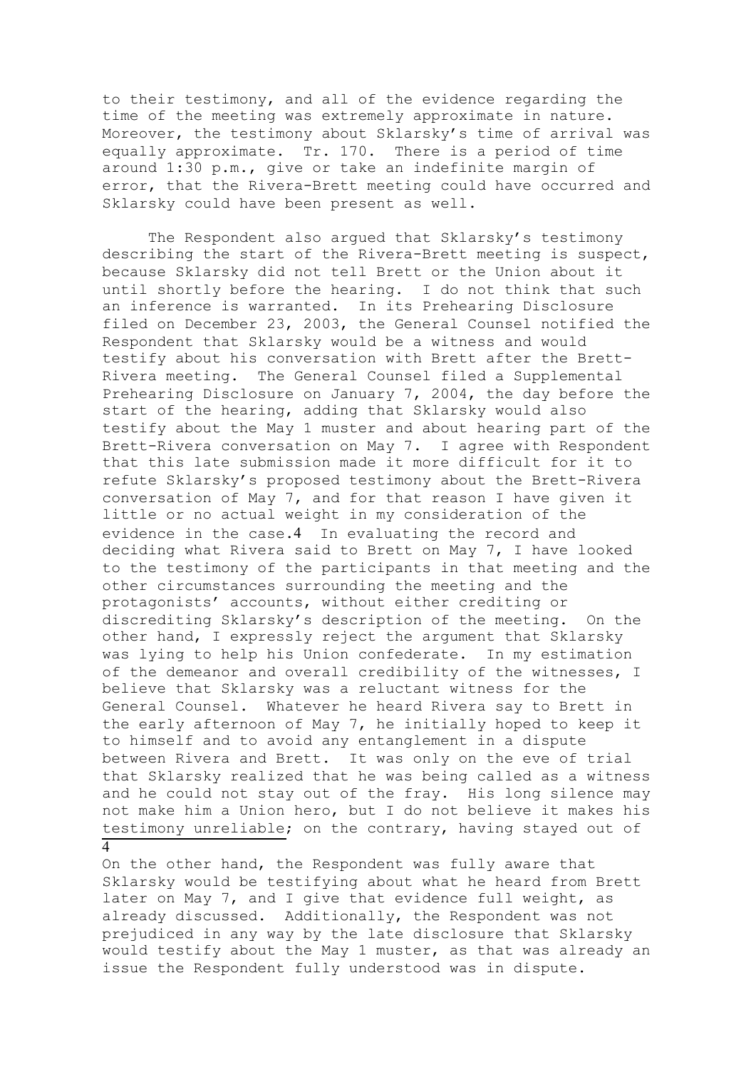to their testimony, and all of the evidence regarding the time of the meeting was extremely approximate in nature. Moreover, the testimony about Sklarsky's time of arrival was equally approximate. Tr. 170. There is a period of time around 1:30 p.m., give or take an indefinite margin of error, that the Rivera-Brett meeting could have occurred and Sklarsky could have been present as well.

The Respondent also argued that Sklarsky's testimony describing the start of the Rivera-Brett meeting is suspect, because Sklarsky did not tell Brett or the Union about it until shortly before the hearing. I do not think that such an inference is warranted. In its Prehearing Disclosure filed on December 23, 2003, the General Counsel notified the Respondent that Sklarsky would be a witness and would testify about his conversation with Brett after the Brett-Rivera meeting. The General Counsel filed a Supplemental Prehearing Disclosure on January 7, 2004, the day before the start of the hearing, adding that Sklarsky would also testify about the May 1 muster and about hearing part of the Brett-Rivera conversation on May 7. I agree with Respondent that this late submission made it more difficult for it to refute Sklarsky's proposed testimony about the Brett-Rivera conversation of May 7, and for that reason I have given it little or no actual weight in my consideration of the evidence in the case.[4] In evaluating the record and deciding what Rivera said to Brett on May 7, I have looked to the testimony of the participants in that meeting and the other circumstances surrounding the meeting and the protagonists' accounts, without either crediting or discrediting Sklarsky's description of the meeting. On the other hand, I expressly reject the argument that Sklarsky was lying to help his Union confederate. In my estimation of the demeanor and overall credibility of the witnesses, I believe that Sklarsky was a reluctant witness for the General Counsel. Whatever he heard Rivera say to Brett in the early afternoon of May 7, he initially hoped to keep it to himself and to avoid any entanglement in a dispute between Rivera and Brett. It was only on the eve of trial that Sklarsky realized that he was being called as a witness and he could not stay out of the fray. His long silence may not make him a Union hero, but I do not believe it makes his testimony unreliable; on the contrary, having stayed out of

---

[4] On the other hand, the Respondent was fully aware that Sklarsky would be testifying about what he heard from Brett later on May 7, and I give that evidence full weight, as already discussed. Additionally, the Respondent was not prejudiced in any way by the late disclosure that Sklarsky would testify about the May 1 muster, as that was already an issue the Respondent fully understood was in dispute.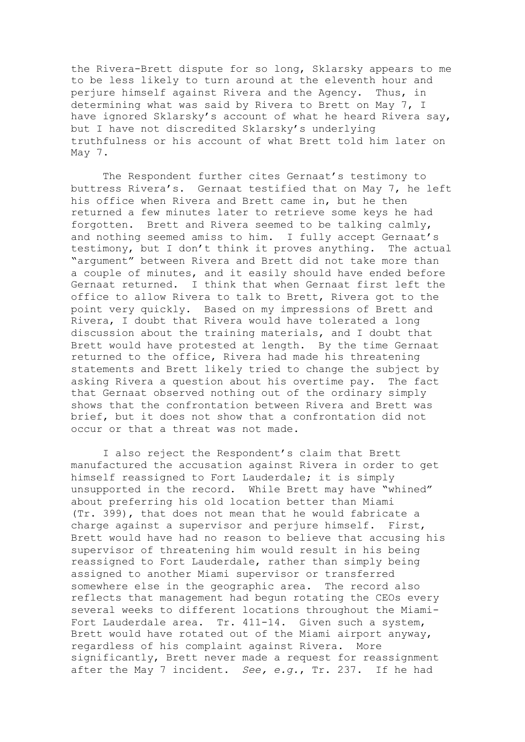the Rivera-Brett dispute for so long, Sklarsky appears to me to be less likely to turn around at the eleventh hour and perjure himself against Rivera and the Agency. Thus, in determining what was said by Rivera to Brett on May 7, I have ignored Sklarsky's account of what he heard Rivera say, but I have not discredited Sklarsky's underlying truthfulness or his account of what Brett told him later on May 7.

The Respondent further cites Gernaat's testimony to buttress Rivera's. Gernaat testified that on May 7, he left his office when Rivera and Brett came in, but he then returned a few minutes later to retrieve some keys he had forgotten. Brett and Rivera seemed to be talking calmly, and nothing seemed amiss to him. I fully accept Gernaat's testimony, but I don't think it proves anything. The actual "argument" between Rivera and Brett did not take more than a couple of minutes, and it easily should have ended before Gernaat returned. I think that when Gernaat first left the office to allow Rivera to talk to Brett, Rivera got to the point very quickly. Based on my impressions of Brett and Rivera, I doubt that Rivera would have tolerated a long discussion about the training materials, and I doubt that Brett would have protested at length. By the time Gernaat returned to the office, Rivera had made his threatening statements and Brett likely tried to change the subject by asking Rivera a question about his overtime pay. The fact that Gernaat observed nothing out of the ordinary simply shows that the confrontation between Rivera and Brett was brief, but it does not show that a confrontation did not occur or that a threat was not made.

I also reject the Respondent's claim that Brett manufactured the accusation against Rivera in order to get himself reassigned to Fort Lauderdale; it is simply unsupported in the record. While Brett may have "whined" about preferring his old location better than Miami (Tr. 399), that does not mean that he would fabricate a charge against a supervisor and perjure himself. First, Brett would have had no reason to believe that accusing his supervisor of threatening him would result in his being reassigned to Fort Lauderdale, rather than simply being assigned to another Miami supervisor or transferred somewhere else in the geographic area. The record also reflects that management had begun rotating the CEOs every several weeks to different locations throughout the Miami-Fort Lauderdale area. Tr. 411-14. Given such a system, Brett would have rotated out of the Miami airport anyway, regardless of his complaint against Rivera. More significantly, Brett never made a request for reassignment after the May 7 incident. *See, e.g.*, Tr. 237. If he had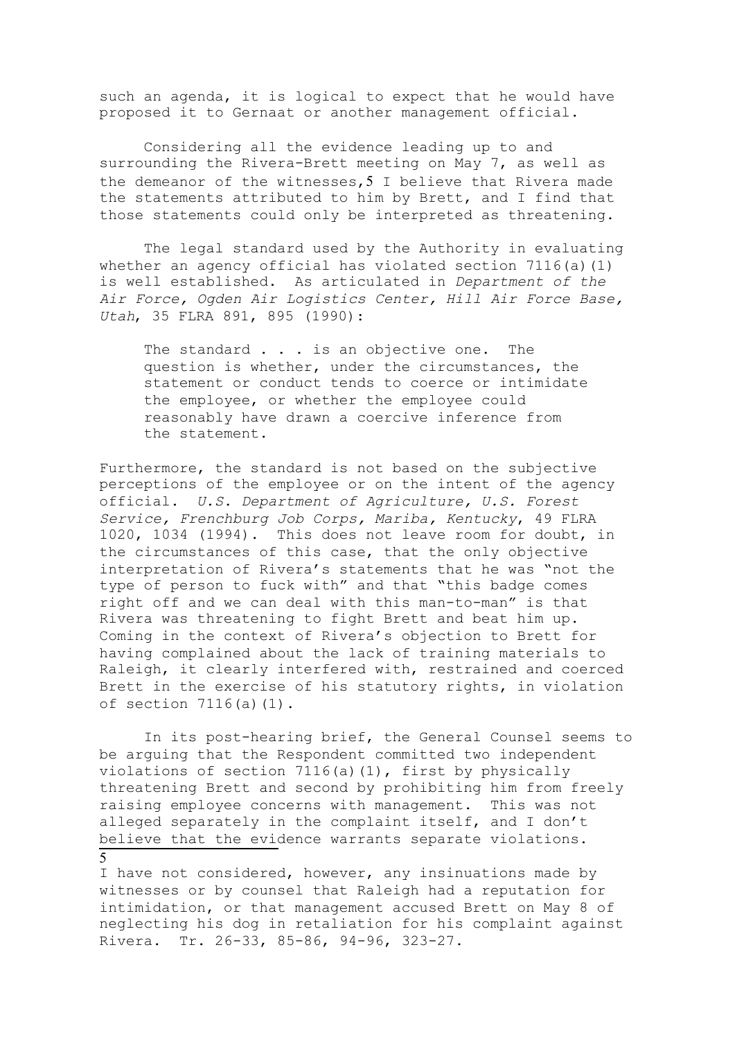such an agenda, it is logical to expect that he would have proposed it to Gernaat or another management official.

Considering all the evidence leading up to and surrounding the Rivera-Brett meeting on May 7, as well as the demeanor of the witnesses,[5] I believe that Rivera made the statements attributed to him by Brett, and I find that those statements could only be interpreted as threatening.

The legal standard used by the Authority in evaluating whether an agency official has violated section 7116(a)(1) is well established. As articulated in *Department of the Air Force, Ogden Air Logistics Center, Hill Air Force Base, Utah*, 35 FLRA 891, 895 (1990):

> The standard . . . is an objective one. The question is whether, under the circumstances, the statement or conduct tends to coerce or intimidate the employee, or whether the employee could reasonably have drawn a coercive inference from the statement.

Furthermore, the standard is not based on the subjective perceptions of the employee or on the intent of the agency official. *U.S. Department of Agriculture, U.S. Forest Service, Frenchburg Job Corps, Mariba, Kentucky*, 49 FLRA 1020, 1034 (1994). This does not leave room for doubt, in the circumstances of this case, that the only objective interpretation of Rivera's statements that he was "not the type of person to fuck with" and that "this badge comes right off and we can deal with this man-to-man" is that Rivera was threatening to fight Brett and beat him up. Coming in the context of Rivera's objection to Brett for having complained about the lack of training materials to Raleigh, it clearly interfered with, restrained and coerced Brett in the exercise of his statutory rights, in violation of section 7116(a)(1).

In its post-hearing brief, the General Counsel seems to be arguing that the Respondent committed two independent violations of section 7116(a)(1), first by physically threatening Brett and second by prohibiting him from freely raising employee concerns with management. This was not alleged separately in the complaint itself, and I don't believe that the evidence warrants separate violations.

---

[5] I have not considered, however, any insinuations made by witnesses or by counsel that Raleigh had a reputation for intimidation, or that management accused Brett on May 8 of neglecting his dog in retaliation for his complaint against Rivera. Tr. 26-33, 85-86, 94-96, 323-27.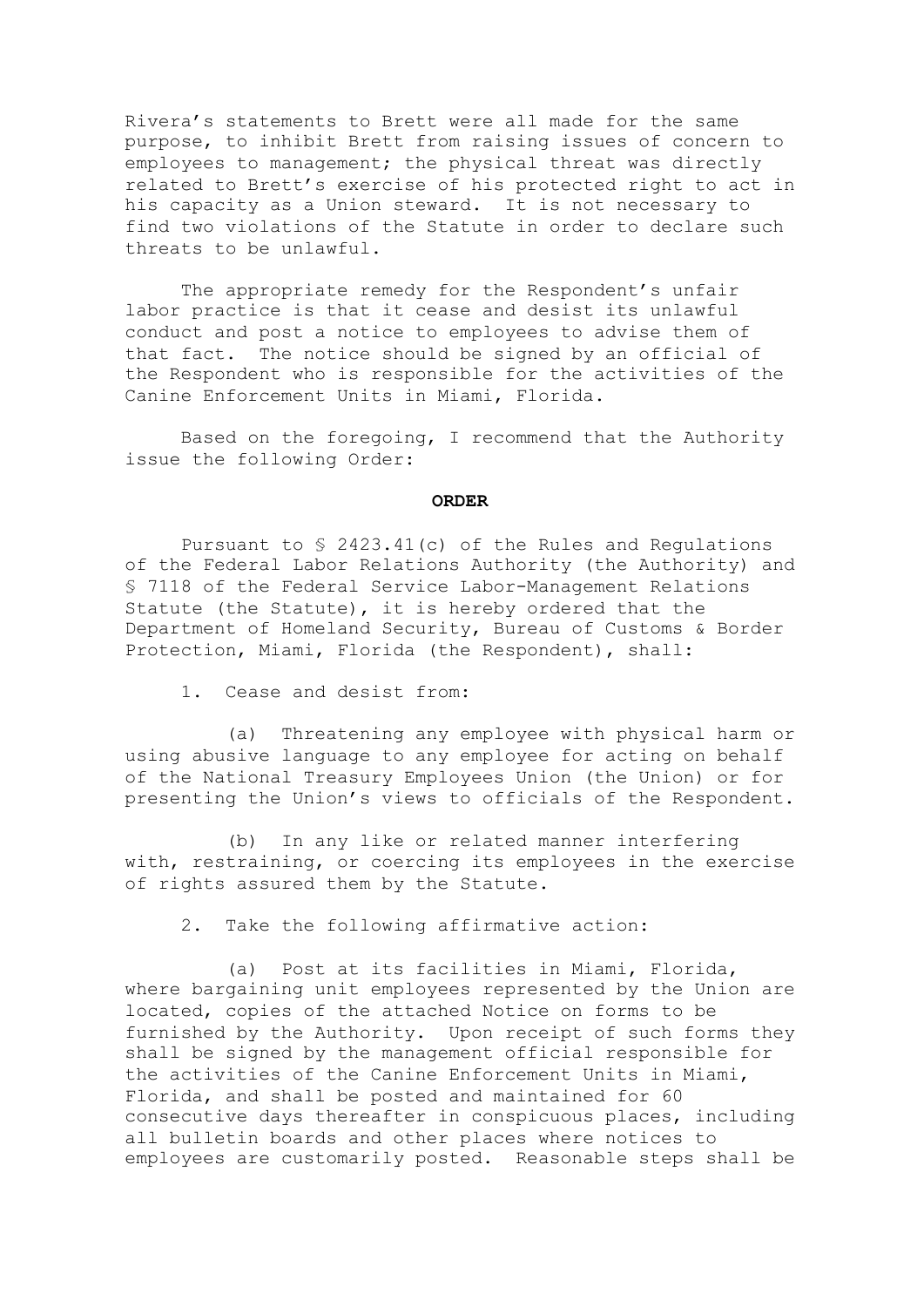Rivera's statements to Brett were all made for the same purpose, to inhibit Brett from raising issues of concern to employees to management; the physical threat was directly related to Brett's exercise of his protected right to act in his capacity as a Union steward. It is not necessary to find two violations of the Statute in order to declare such threats to be unlawful.

The appropriate remedy for the Respondent's unfair labor practice is that it cease and desist its unlawful conduct and post a notice to employees to advise them of that fact. The notice should be signed by an official of the Respondent who is responsible for the activities of the Canine Enforcement Units in Miami, Florida.

Based on the foregoing, I recommend that the Authority issue the following Order:

**ORDER**

Pursuant to § 2423.41(c) of the Rules and Regulations of the Federal Labor Relations Authority (the Authority) and § 7118 of the Federal Service Labor-Management Relations Statute (the Statute), it is hereby ordered that the Department of Homeland Security, Bureau of Customs & Border Protection, Miami, Florida (the Respondent), shall:

1. Cease and desist from:

(a) Threatening any employee with physical harm or using abusive language to any employee for acting on behalf of the National Treasury Employees Union (the Union) or for presenting the Union's views to officials of the Respondent.

(b) In any like or related manner interfering with, restraining, or coercing its employees in the exercise of rights assured them by the Statute.

2. Take the following affirmative action:

(a) Post at its facilities in Miami, Florida, where bargaining unit employees represented by the Union are located, copies of the attached Notice on forms to be furnished by the Authority. Upon receipt of such forms they shall be signed by the management official responsible for the activities of the Canine Enforcement Units in Miami, Florida, and shall be posted and maintained for 60 consecutive days thereafter in conspicuous places, including all bulletin boards and other places where notices to employees are customarily posted. Reasonable steps shall be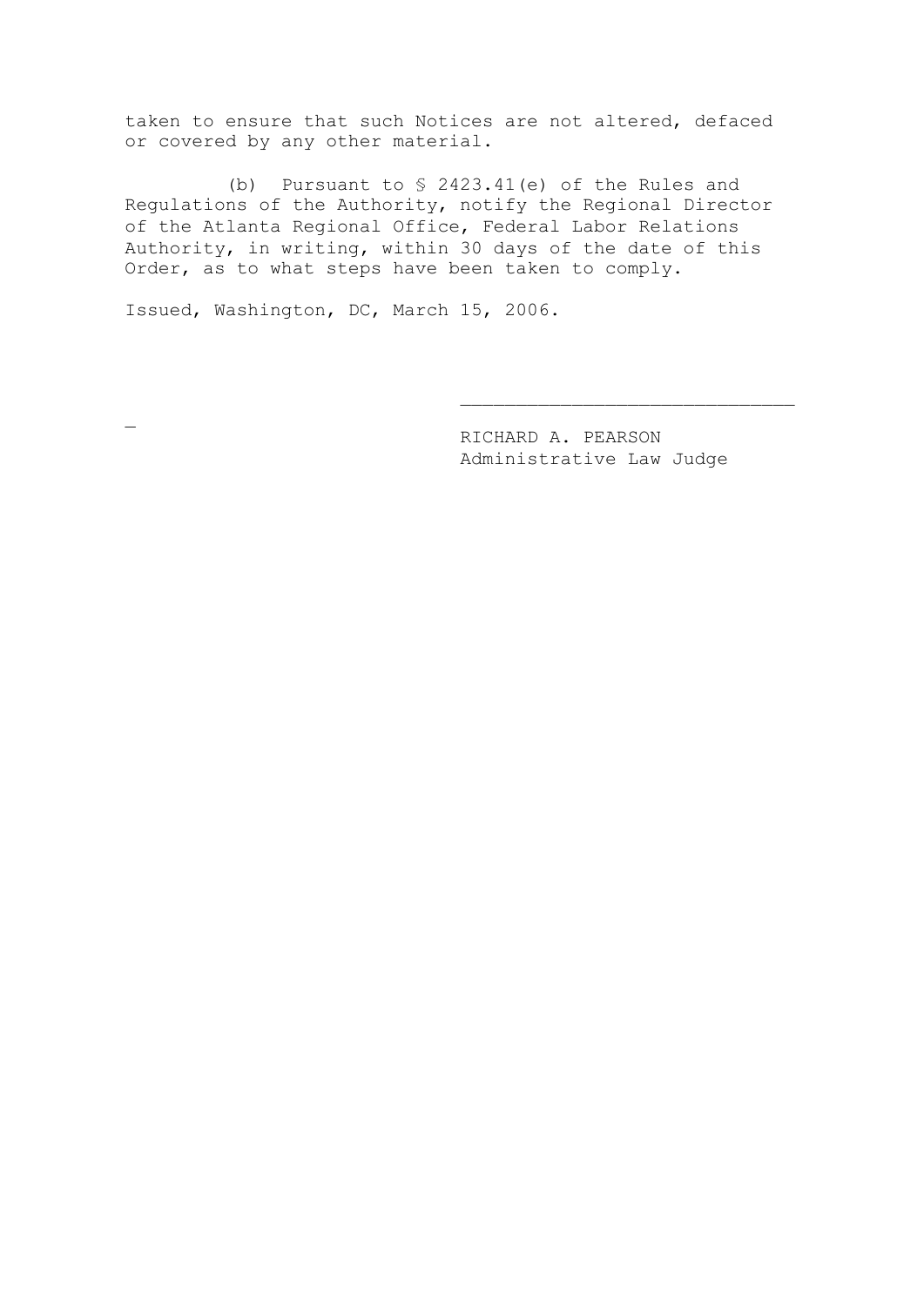taken to ensure that such Notices are not altered, defaced or covered by any other material.

(b) Pursuant to § 2423.41(e) of the Rules and Regulations of the Authority, notify the Regional Director of the Atlanta Regional Office, Federal Labor Relations Authority, in writing, within 30 days of the date of this Order, as to what steps have been taken to comply.

Issued, Washington, DC, March 15, 2006.

\_\_\_\_\_\_\_\_\_\_\_\_\_\_\_\_\_\_\_\_\_\_\_\_\_\_\_\_\_\_

RICHARD A. PEARSON
Administrative Law Judge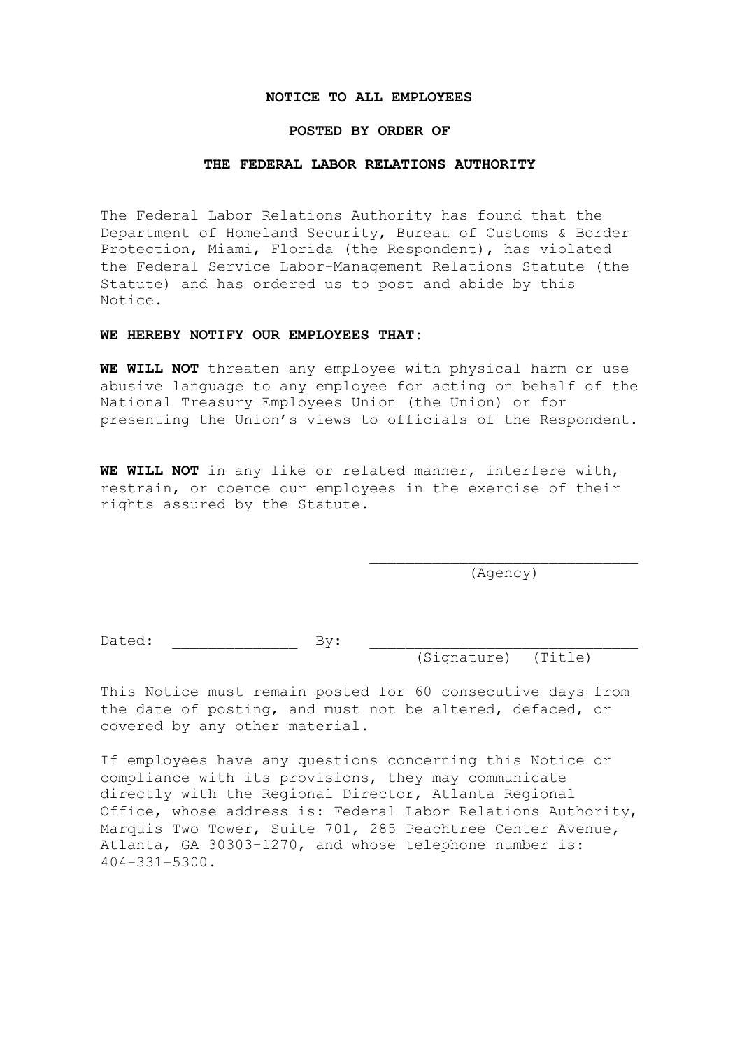**NOTICE TO ALL EMPLOYEES**

**POSTED BY ORDER OF**

**THE FEDERAL LABOR RELATIONS AUTHORITY**

The Federal Labor Relations Authority has found that the Department of Homeland Security, Bureau of Customs & Border Protection, Miami, Florida (the Respondent), has violated the Federal Service Labor-Management Relations Statute (the Statute) and has ordered us to post and abide by this Notice.

**WE HEREBY NOTIFY OUR EMPLOYEES THAT:**

**WE WILL NOT** threaten any employee with physical harm or use abusive language to any employee for acting on behalf of the National Treasury Employees Union (the Union) or for presenting the Union's views to officials of the Respondent.

**WE WILL NOT** in any like or related manner, interfere with, restrain, or coerce our employees in the exercise of their rights assured by the Statute.

______________________________
(Agency)

Dated: ______________ By: ______________________________
(Signature) (Title)

This Notice must remain posted for 60 consecutive days from the date of posting, and must not be altered, defaced, or covered by any other material.

If employees have any questions concerning this Notice or compliance with its provisions, they may communicate directly with the Regional Director, Atlanta Regional Office, whose address is: Federal Labor Relations Authority, Marquis Two Tower, Suite 701, 285 Peachtree Center Avenue, Atlanta, GA 30303-1270, and whose telephone number is: 404-331-5300.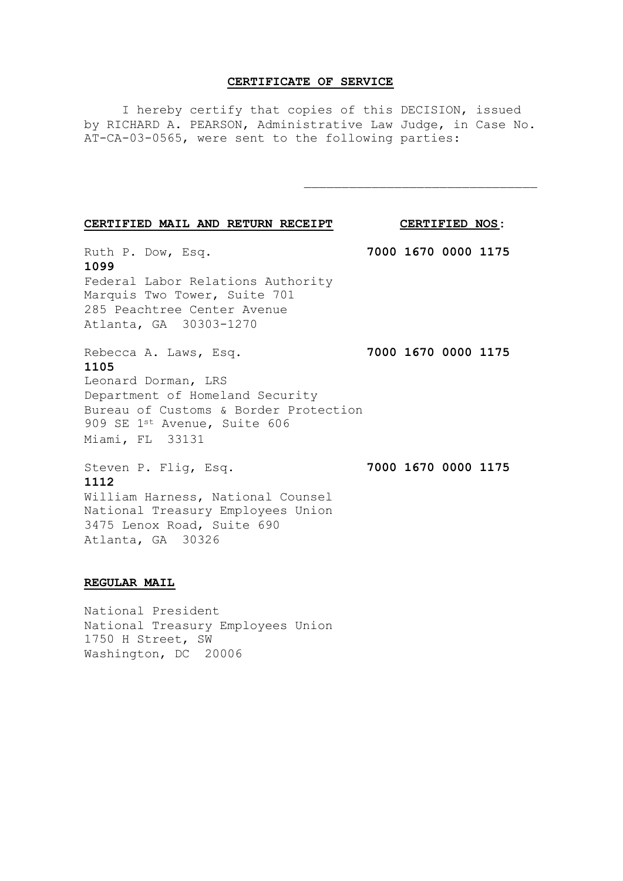**CERTIFICATE OF SERVICE**

I hereby certify that copies of this DECISION, issued by RICHARD A. PEARSON, Administrative Law Judge, in Case No. AT-CA-03-0565, were sent to the following parties:

\_\_\_\_\_\_\_\_\_\_\_\_\_\_\_\_\_\_\_\_\_\_\_\_\_\_\_\_\_\_\_

**CERTIFIED MAIL AND RETURN RECEIPT** **CERTIFIED NOS:**

Ruth P. Dow, Esq. **7000 1670 0000 1175 1099**
Federal Labor Relations Authority
Marquis Two Tower, Suite 701
285 Peachtree Center Avenue
Atlanta, GA 30303-1270

Rebecca A. Laws, Esq. **7000 1670 0000 1175 1105**
Leonard Dorman, LRS
Department of Homeland Security
Bureau of Customs & Border Protection
909 SE 1st Avenue, Suite 606
Miami, FL 33131

Steven P. Flig, Esq. **7000 1670 0000 1175 1112**
William Harness, National Counsel
National Treasury Employees Union
3475 Lenox Road, Suite 690
Atlanta, GA 30326

**REGULAR MAIL**

National President
National Treasury Employees Union
1750 H Street, SW
Washington, DC 20006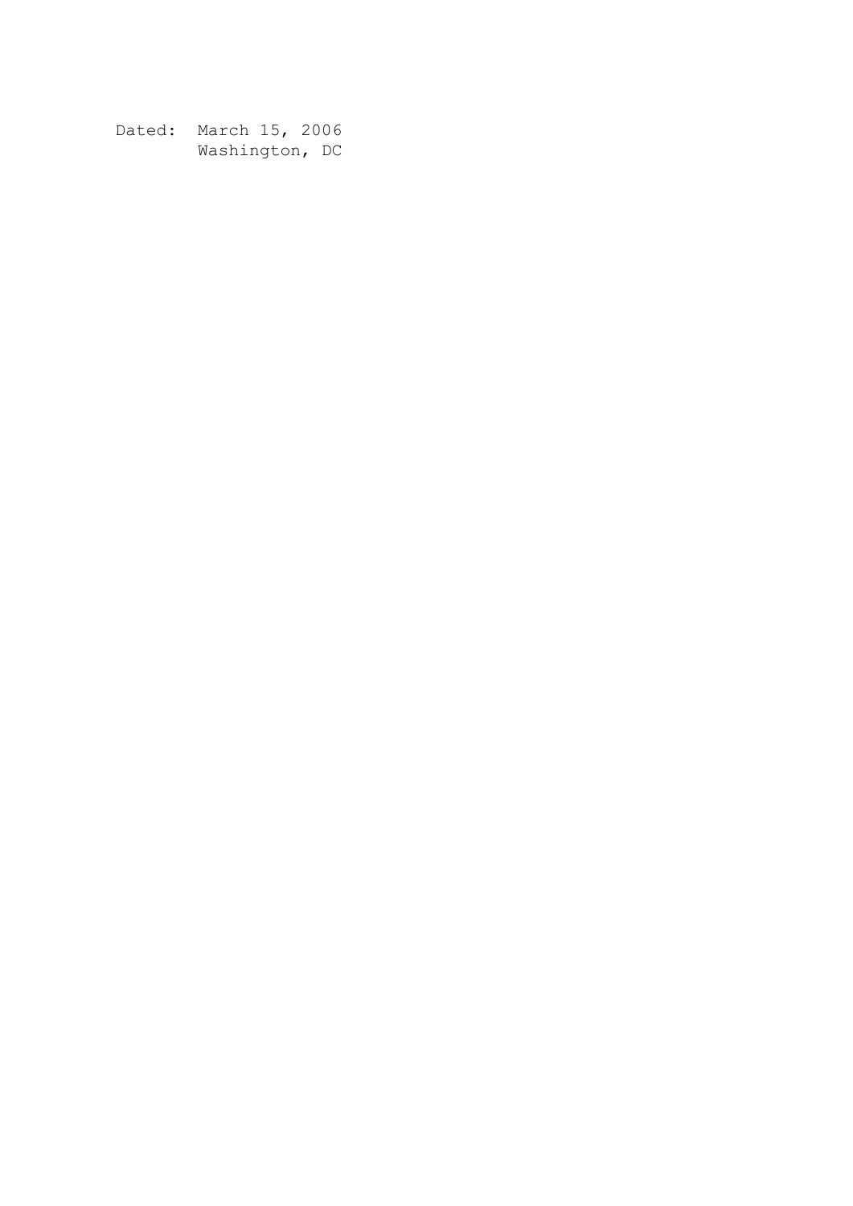Dated: March 15, 2006
       Washington, DC